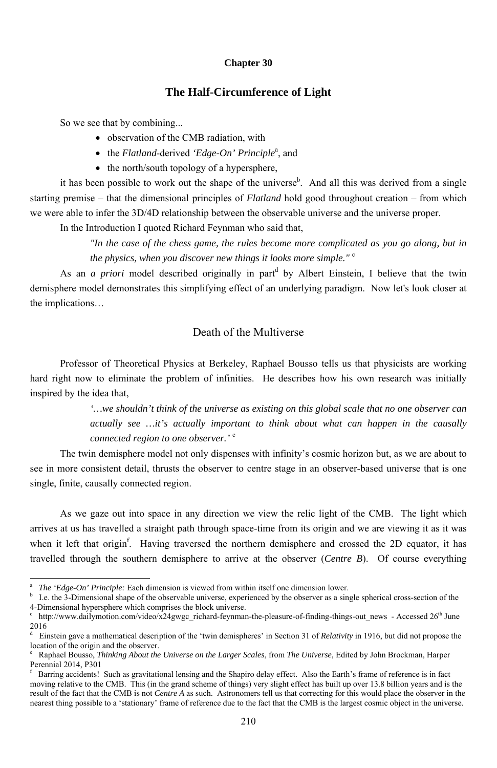## Chapter 30

# The Half-Circumference of Light

So we see that by combining...

- observation of the CMB radiation, with
- the *Flatland*-derived *'Edge-On' Principle*[a], and
- the north/south topology of a hypersphere,

it has been possible to work out the shape of the universe[b]. And all this was derived from a single starting premise – that the dimensional principles of *Flatland* hold good throughout creation – from which we were able to infer the 3D/4D relationship between the observable universe and the universe proper.

In the Introduction I quoted Richard Feynman who said that,

> *"In the case of the chess game, the rules become more complicated as you go along, but in the physics, when you discover new things it looks more simple."* [c]

As an *a priori* model described originally in part[d] by Albert Einstein, I believe that the twin demisphere model demonstrates this simplifying effect of an underlying paradigm. Now let's look closer at the implications…

## Death of the Multiverse

Professor of Theoretical Physics at Berkeley, Raphael Bousso tells us that physicists are working hard right now to eliminate the problem of infinities. He describes how his own research was initially inspired by the idea that,

> *'…we shouldn't think of the universe as existing on this global scale that no one observer can actually see …it's actually important to think about what can happen in the causally connected region to one observer.'* [e]

The twin demisphere model not only dispenses with infinity's cosmic horizon but, as we are about to see in more consistent detail, thrusts the observer to centre stage in an observer-based universe that is one single, finite, causally connected region.

As we gaze out into space in any direction we view the relic light of the CMB. The light which arrives at us has travelled a straight path through space-time from its origin and we are viewing it as it was when it left that origin[f]. Having traversed the northern demisphere and crossed the 2D equator, it has travelled through the southern demisphere to arrive at the observer (*Centre B*). Of course everything

---

[a] *The 'Edge-On' Principle:* Each dimension is viewed from within itself one dimension lower.

[b] I.e. the 3-Dimensional shape of the observable universe, experienced by the observer as a single spherical cross-section of the 4-Dimensional hypersphere which comprises the block universe.

[c] http://www.dailymotion.com/video/x24gwgc_richard-feynman-the-pleasure-of-finding-things-out_news - Accessed 26th June 2016

[d] Einstein gave a mathematical description of the 'twin demispheres' in Section 31 of *Relativity* in 1916, but did not propose the location of the origin and the observer.

[e] Raphael Bousso, *Thinking About the Universe on the Larger Scales*, from *The Universe*, Edited by John Brockman, Harper Perennial 2014, P301

[f] Barring accidents! Such as gravitational lensing and the Shapiro delay effect. Also the Earth's frame of reference is in fact moving relative to the CMB. This (in the grand scheme of things) very slight effect has built up over 13.8 billion years and is the result of the fact that the CMB is not *Centre A* as such. Astronomers tell us that correcting for this would place the observer in the nearest thing possible to a 'stationary' frame of reference due to the fact that the CMB is the largest cosmic object in the universe.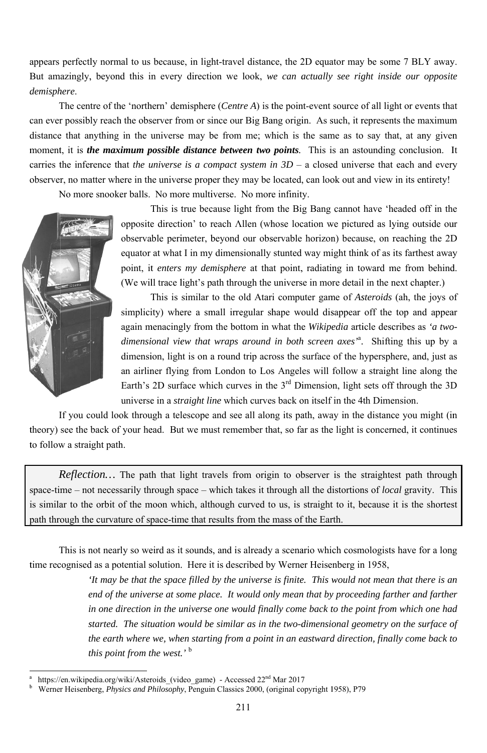appears perfectly normal to us because, in light-travel distance, the 2D equator may be some 7 BLY away. But amazingly, beyond this in every direction we look, *we can actually see right inside our opposite demisphere*.

The centre of the 'northern' demisphere (*Centre A*) is the point-event source of all light or events that can ever possibly reach the observer from or since our Big Bang origin. As such, it represents the maximum distance that anything in the universe may be from me; which is the same as to say that, at any given moment, it is ***the maximum possible distance between two points***. This is an astounding conclusion. It carries the inference that *the universe is a compact system in 3D* – a closed universe that each and every observer, no matter where in the universe proper they may be located, can look out and view in its entirety!

No more snooker balls. No more multiverse. No more infinity.

This is true because light from the Big Bang cannot have 'headed off in the opposite direction' to reach Λllen (whose location we pictured as lying outside our observable perimeter, beyond our observable horizon) because, on reaching the 2D equator at what I in my dimensionally stunted way might think of as its farthest away point, it *enters my demisphere* at that point, radiating in toward me from behind. (We will trace light's path through the universe in more detail in the next chapter.)

This is similar to the old Atari computer game of *Asteroids* (ah, the joys of simplicity) where a small irregular shape would disappear off the top and appear again menacingly from the bottom in what the *Wikipedia* article describes as *'a two-dimensional view that wraps around in both screen axes'*[a]. Shifting this up by a dimension, light is on a round trip across the surface of the hypersphere, and, just as an airliner flying from London to Los Angeles will follow a straight line along the Earth's 2D surface which curves in the 3rd Dimension, light sets off through the 3D universe in a *straight line* which curves back on itself in the 4th Dimension.

If you could look through a telescope and see all along its path, away in the distance you might (in theory) see the back of your head. But we must remember that, so far as the light is concerned, it continues to follow a straight path.

> *Reflection…* The path that light travels from origin to observer is the straightest path through space-time – not necessarily through space – which takes it through all the distortions of *local* gravity. This is similar to the orbit of the moon which, although curved to us, is straight to it, because it is the shortest path through the curvature of space-time that results from the mass of the Earth.

This is not nearly so weird as it sounds, and is already a scenario which cosmologists have for a long time recognised as a potential solution. Here it is described by Werner Heisenberg in 1958,

> *'It may be that the space filled by the universe is finite. This would not mean that there is an end of the universe at some place. It would only mean that by proceeding farther and farther in one direction in the universe one would finally come back to the point from which one had started. The situation would be similar as in the two-dimensional geometry on the surface of the earth where we, when starting from a point in an eastward direction, finally come back to this point from the west.'* [b]

---

[a] https://en.wikipedia.org/wiki/Asteroids_(video_game) - Accessed 22nd Mar 2017

[b] Werner Heisenberg, *Physics and Philosophy*, Penguin Classics 2000, (original copyright 1958), P79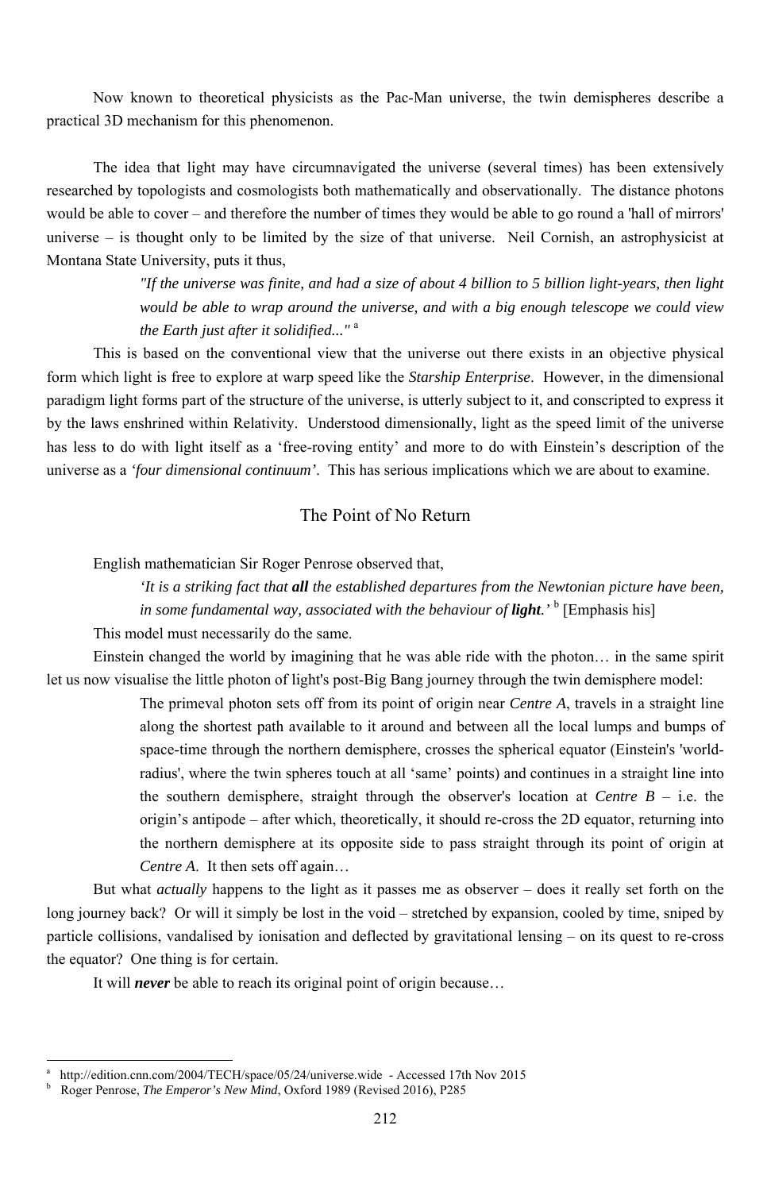Now known to theoretical physicists as the Pac-Man universe, the twin demispheres describe a practical 3D mechanism for this phenomenon.

The idea that light may have circumnavigated the universe (several times) has been extensively researched by topologists and cosmologists both mathematically and observationally. The distance photons would be able to cover – and therefore the number of times they would be able to go round a 'hall of mirrors' universe – is thought only to be limited by the size of that universe. Neil Cornish, an astrophysicist at Montana State University, puts it thus,

> *"If the universe was finite, and had a size of about 4 billion to 5 billion light-years, then light would be able to wrap around the universe, and with a big enough telescope we could view the Earth just after it solidified..."* [a]

This is based on the conventional view that the universe out there exists in an objective physical form which light is free to explore at warp speed like the *Starship Enterprise*. However, in the dimensional paradigm light forms part of the structure of the universe, is utterly subject to it, and conscripted to express it by the laws enshrined within Relativity. Understood dimensionally, light as the speed limit of the universe has less to do with light itself as a 'free-roving entity' and more to do with Einstein's description of the universe as a *'four dimensional continuum'*. This has serious implications which we are about to examine.

## The Point of No Return

English mathematician Sir Roger Penrose observed that,

> *'It is a striking fact that **all** the established departures from the Newtonian picture have been, in some fundamental way, associated with the behaviour of **light**.'* [b] [Emphasis his]

This model must necessarily do the same.

Einstein changed the world by imagining that he was able ride with the photon… in the same spirit let us now visualise the little photon of light's post-Big Bang journey through the twin demisphere model:

> The primeval photon sets off from its point of origin near *Centre A*, travels in a straight line along the shortest path available to it around and between all the local lumps and bumps of space-time through the northern demisphere, crosses the spherical equator (Einstein's 'world-radius', where the twin spheres touch at all 'same' points) and continues in a straight line into the southern demisphere, straight through the observer's location at *Centre B* – i.e. the origin's antipode – after which, theoretically, it should re-cross the 2D equator, returning into the northern demisphere at its opposite side to pass straight through its point of origin at *Centre A*. It then sets off again…

But what *actually* happens to the light as it passes me as observer – does it really set forth on the long journey back? Or will it simply be lost in the void – stretched by expansion, cooled by time, sniped by particle collisions, vandalised by ionisation and deflected by gravitational lensing – on its quest to re-cross the equator? One thing is for certain.

It will ***never*** be able to reach its original point of origin because…

---

[a] http://edition.cnn.com/2004/TECH/space/05/24/universe.wide - Accessed 17th Nov 2015

[b] Roger Penrose, *The Emperor's New Mind*, Oxford 1989 (Revised 2016), P285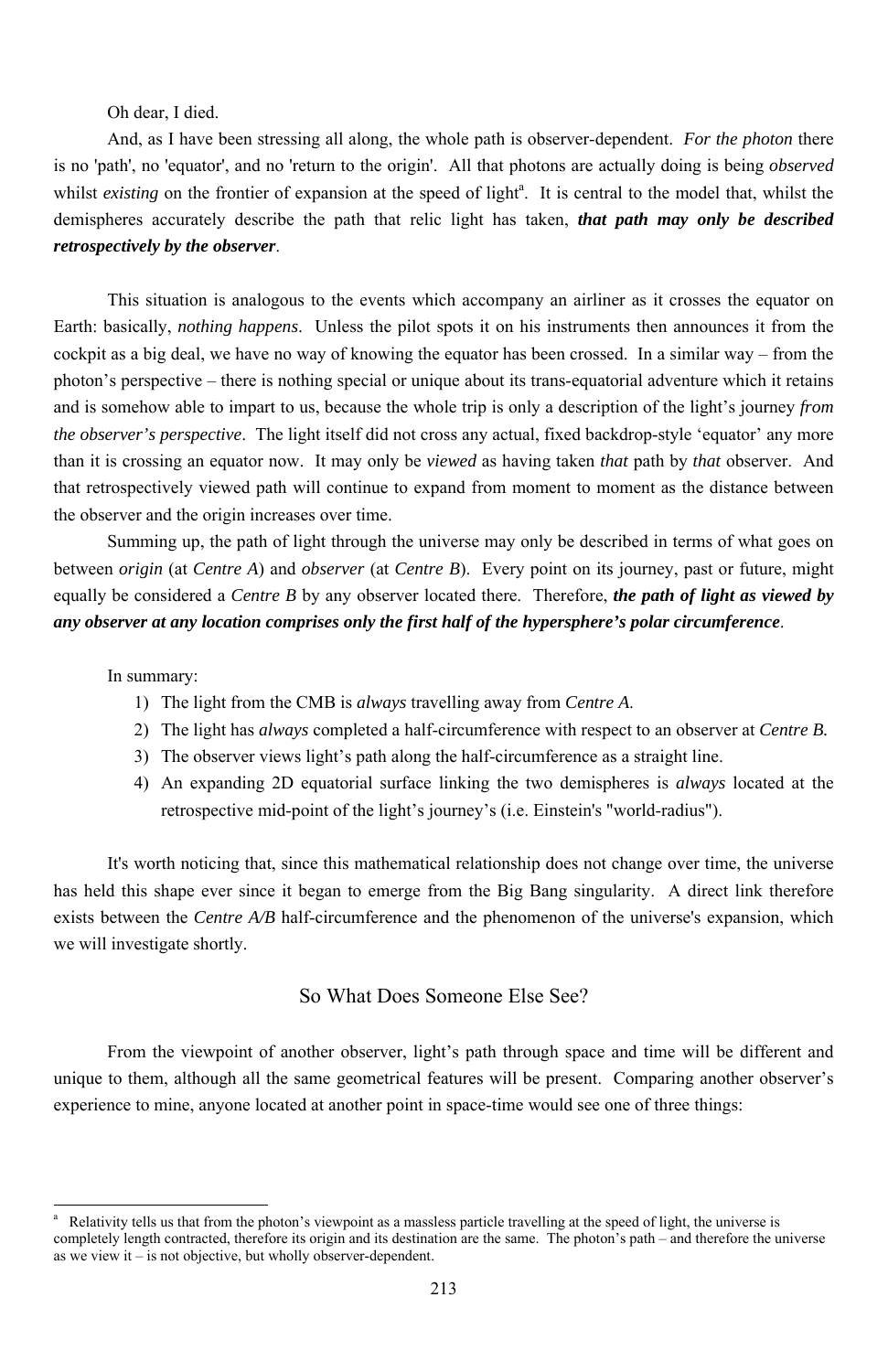Oh dear, I died.

And, as I have been stressing all along, the whole path is observer-dependent. *For the photon* there is no 'path', no 'equator', and no 'return to the origin'. All that photons are actually doing is being *observed* whilst *existing* on the frontier of expansion at the speed of light[a]. It is central to the model that, whilst the demispheres accurately describe the path that relic light has taken, ***that path may only be described retrospectively by the observer***.

This situation is analogous to the events which accompany an airliner as it crosses the equator on Earth: basically, *nothing happens*. Unless the pilot spots it on his instruments then announces it from the cockpit as a big deal, we have no way of knowing the equator has been crossed. In a similar way – from the photon's perspective – there is nothing special or unique about its trans-equatorial adventure which it retains and is somehow able to impart to us, because the whole trip is only a description of the light's journey *from the observer's perspective*. The light itself did not cross any actual, fixed backdrop-style 'equator' any more than it is crossing an equator now. It may only be *viewed* as having taken *that* path by *that* observer. And that retrospectively viewed path will continue to expand from moment to moment as the distance between the observer and the origin increases over time.

Summing up, the path of light through the universe may only be described in terms of what goes on between *origin* (at *Centre A*) and *observer* (at *Centre B*). Every point on its journey, past or future, might equally be considered a *Centre B* by any observer located there. Therefore, ***the path of light as viewed by any observer at any location comprises only the first half of the hypersphere's polar circumference***.

In summary:

1) The light from the CMB is *always* travelling away from *Centre A.*
2) The light has *always* completed a half-circumference with respect to an observer at *Centre B.*
3) The observer views light's path along the half-circumference as a straight line.
4) An expanding 2D equatorial surface linking the two demispheres is *always* located at the retrospective mid-point of the light's journey's (i.e. Einstein's "world-radius").

It's worth noticing that, since this mathematical relationship does not change over time, the universe has held this shape ever since it began to emerge from the Big Bang singularity. A direct link therefore exists between the *Centre A/B* half-circumference and the phenomenon of the universe's expansion, which we will investigate shortly.

## So What Does Someone Else See?

From the viewpoint of another observer, light's path through space and time will be different and unique to them, although all the same geometrical features will be present. Comparing another observer's experience to mine, anyone located at another point in space-time would see one of three things:

---

[a] Relativity tells us that from the photon's viewpoint as a massless particle travelling at the speed of light, the universe is completely length contracted, therefore its origin and its destination are the same. The photon's path – and therefore the universe as we view it – is not objective, but wholly observer-dependent.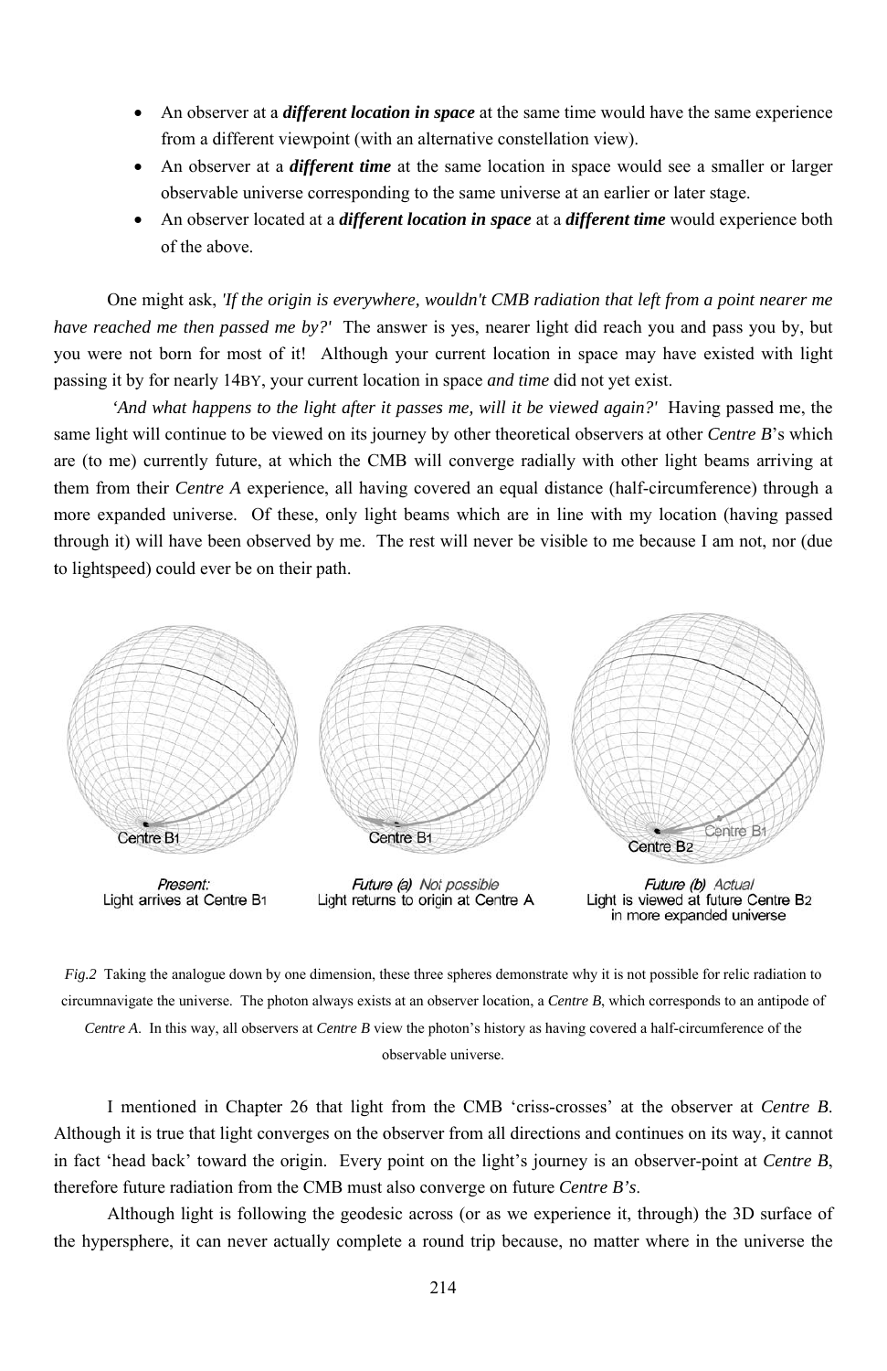- An observer at a ***different location in space*** at the same time would have the same experience from a different viewpoint (with an alternative constellation view).
- An observer at a ***different time*** at the same location in space would see a smaller or larger observable universe corresponding to the same universe at an earlier or later stage.
- An observer located at a ***different location in space*** at a ***different time*** would experience both of the above.

One might ask, *'If the origin is everywhere, wouldn't CMB radiation that left from a point nearer me have reached me then passed me by?'* The answer is yes, nearer light did reach you and pass you by, but you were not born for most of it! Although your current location in space may have existed with light passing it by for nearly 14BY, your current location in space *and time* did not yet exist.

*'And what happens to the light after it passes me, will it be viewed again?'* Having passed me, the same light will continue to be viewed on its journey by other theoretical observers at other *Centre B*'s which are (to me) currently future, at which the CMB will converge radially with other light beams arriving at them from their *Centre A* experience, all having covered an equal distance (half-circumference) through a more expanded universe. Of these, only light beams which are in line with my location (having passed through it) will have been observed by me. The rest will never be visible to me because I am not, nor (due to lightspeed) could ever be on their path.

Centre B1 — **Present:** Light arrives at Centre B1

Centre B1 — **Future (a)** *Not possible* Light returns to origin at Centre A

Centre B2, Centre B1 — **Future (b)** *Actual* Light is viewed at future Centre B2 in more expanded universe

*Fig.2* Taking the analogue down by one dimension, these three spheres demonstrate why it is not possible for relic radiation to circumnavigate the universe. The photon always exists at an observer location, a *Centre B*, which corresponds to an antipode of *Centre A*. In this way, all observers at *Centre B* view the photon's history as having covered a half-circumference of the observable universe.

I mentioned in Chapter 26 that light from the CMB 'criss-crosses' at the observer at *Centre B*. Although it is true that light converges on the observer from all directions and continues on its way, it cannot in fact 'head back' toward the origin. Every point on the light's journey is an observer-point at *Centre B*, therefore future radiation from the CMB must also converge on future *Centre B's*.

Although light is following the geodesic across (or as we experience it, through) the 3D surface of the hypersphere, it can never actually complete a round trip because, no matter where in the universe the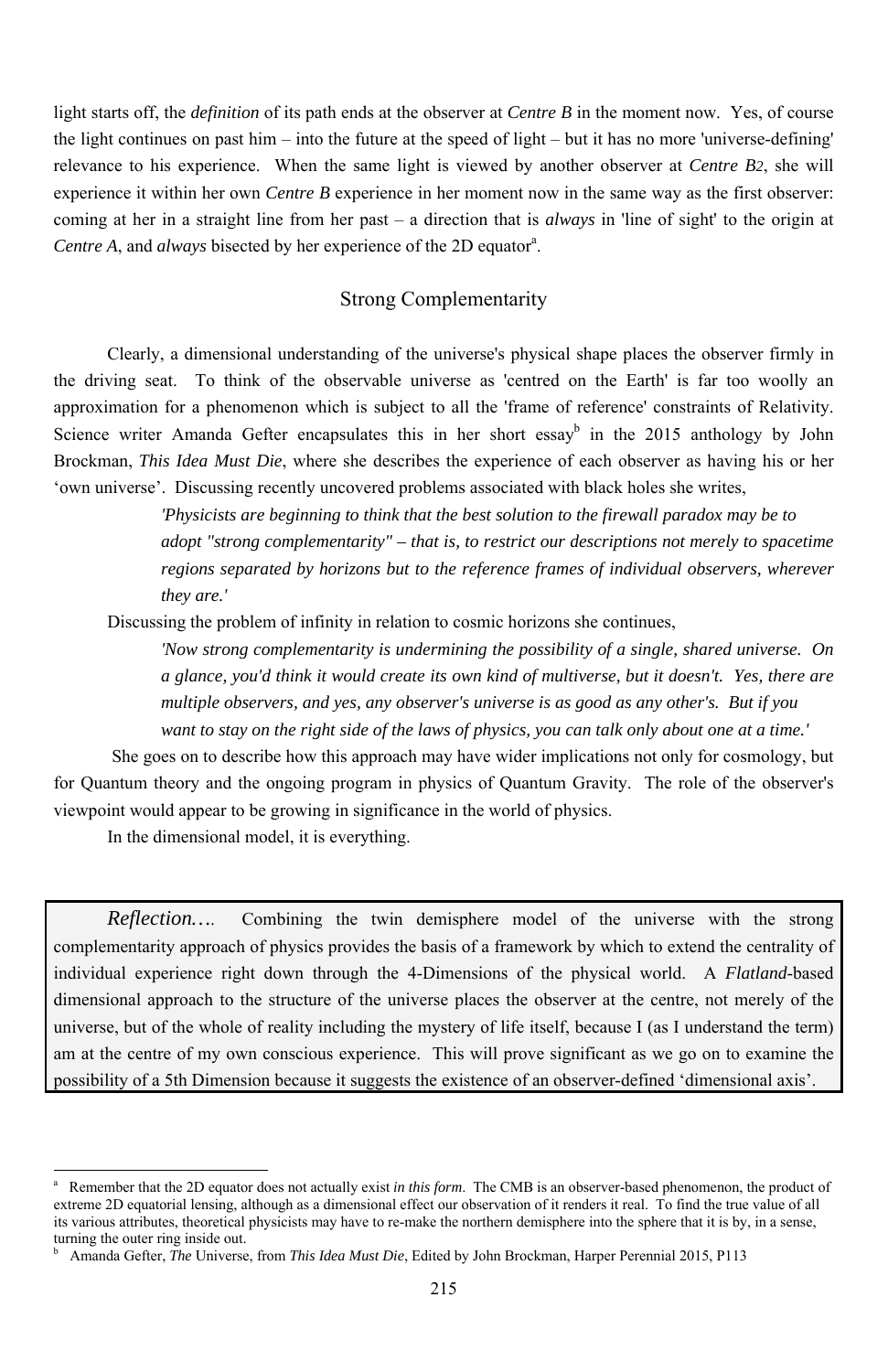light starts off, the *definition* of its path ends at the observer at *Centre B* in the moment now. Yes, of course the light continues on past him – into the future at the speed of light – but it has no more 'universe-defining' relevance to his experience. When the same light is viewed by another observer at *Centre B2*, she will experience it within her own *Centre B* experience in her moment now in the same way as the first observer: coming at her in a straight line from her past – a direction that is *always* in 'line of sight' to the origin at *Centre A*, and *always* bisected by her experience of the 2D equator[a].

## Strong Complementarity

Clearly, a dimensional understanding of the universe's physical shape places the observer firmly in the driving seat. To think of the observable universe as 'centred on the Earth' is far too woolly an approximation for a phenomenon which is subject to all the 'frame of reference' constraints of Relativity. Science writer Amanda Gefter encapsulates this in her short essay[b] in the 2015 anthology by John Brockman, *This Idea Must Die*, where she describes the experience of each observer as having his or her 'own universe'. Discussing recently uncovered problems associated with black holes she writes,

> *'Physicists are beginning to think that the best solution to the firewall paradox may be to adopt "strong complementarity" – that is, to restrict our descriptions not merely to spacetime regions separated by horizons but to the reference frames of individual observers, wherever they are.'*

Discussing the problem of infinity in relation to cosmic horizons she continues,

> *'Now strong complementarity is undermining the possibility of a single, shared universe. On a glance, you'd think it would create its own kind of multiverse, but it doesn't. Yes, there are multiple observers, and yes, any observer's universe is as good as any other's. But if you want to stay on the right side of the laws of physics, you can talk only about one at a time.'*

She goes on to describe how this approach may have wider implications not only for cosmology, but for Quantum theory and the ongoing program in physics of Quantum Gravity. The role of the observer's viewpoint would appear to be growing in significance in the world of physics.

In the dimensional model, it is everything.

> *Reflection….* Combining the twin demisphere model of the universe with the strong complementarity approach of physics provides the basis of a framework by which to extend the centrality of individual experience right down through the 4-Dimensions of the physical world. A *Flatland*-based dimensional approach to the structure of the universe places the observer at the centre, not merely of the universe, but of the whole of reality including the mystery of life itself, because I (as I understand the term) am at the centre of my own conscious experience. This will prove significant as we go on to examine the possibility of a 5th Dimension because it suggests the existence of an observer-defined 'dimensional axis'.

---

[a] Remember that the 2D equator does not actually exist *in this form*. The CMB is an observer-based phenomenon, the product of extreme 2D equatorial lensing, although as a dimensional effect our observation of it renders it real. To find the true value of all its various attributes, theoretical physicists may have to re-make the northern demisphere into the sphere that it is by, in a sense, turning the outer ring inside out.

[b] Amanda Gefter, *The* Universe, from *This Idea Must Die*, Edited by John Brockman, Harper Perennial 2015, P113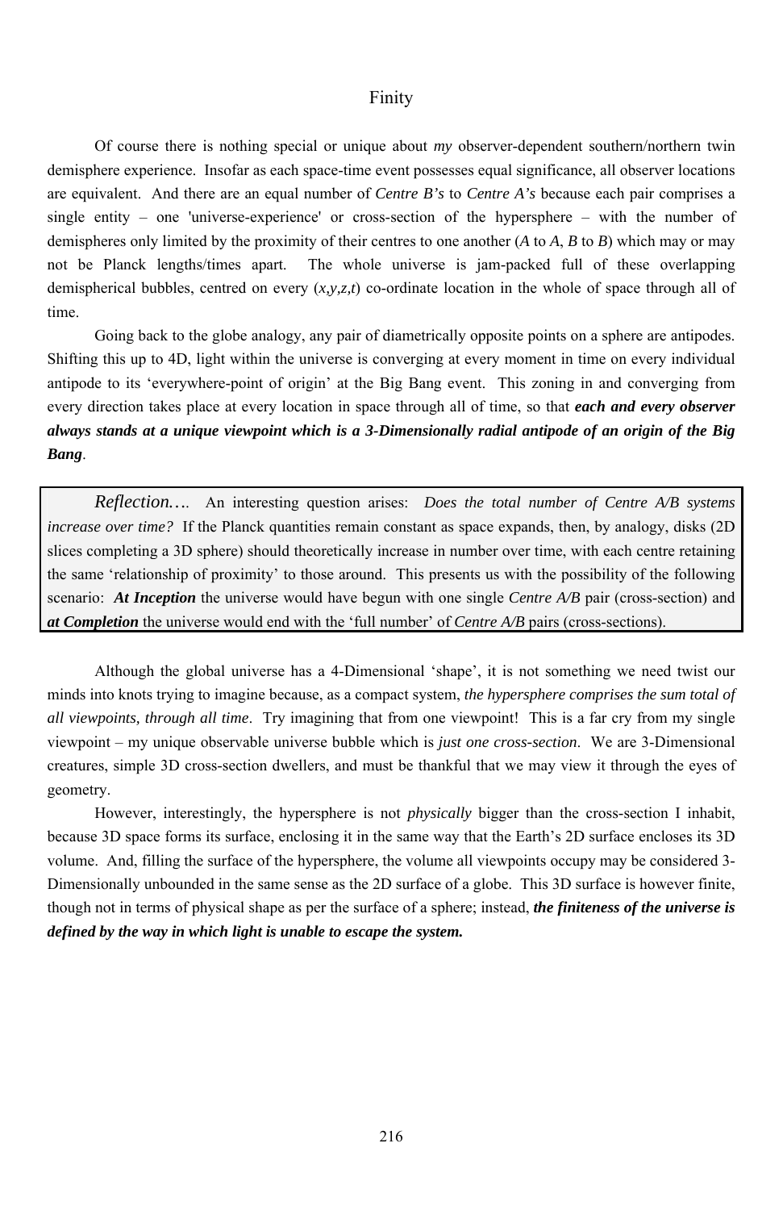Finity

Of course there is nothing special or unique about *my* observer-dependent southern/northern twin demisphere experience. Insofar as each space-time event possesses equal significance, all observer locations are equivalent. And there are an equal number of *Centre B's* to *Centre A's* because each pair comprises a single entity – one 'universe-experience' or cross-section of the hypersphere – with the number of demispheres only limited by the proximity of their centres to one another (*A* to *A*, *B* to *B*) which may or may not be Planck lengths/times apart. The whole universe is jam-packed full of these overlapping demispherical bubbles, centred on every (*x,y,z,t*) co-ordinate location in the whole of space through all of time.

Going back to the globe analogy, any pair of diametrically opposite points on a sphere are antipodes. Shifting this up to 4D, light within the universe is converging at every moment in time on every individual antipode to its 'everywhere-point of origin' at the Big Bang event. This zoning in and converging from every direction takes place at every location in space through all of time, so that ***each and every observer always stands at a unique viewpoint which is a 3-Dimensionally radial antipode of an origin of the Big Bang***.

> *Reflection….* An interesting question arises: *Does the total number of Centre A/B systems increase over time?* If the Planck quantities remain constant as space expands, then, by analogy, disks (2D slices completing a 3D sphere) should theoretically increase in number over time, with each centre retaining the same 'relationship of proximity' to those around. This presents us with the possibility of the following scenario: ***At Inception*** the universe would have begun with one single *Centre A/B* pair (cross-section) and ***at Completion*** the universe would end with the 'full number' of *Centre A/B* pairs (cross-sections).

Although the global universe has a 4-Dimensional 'shape', it is not something we need twist our minds into knots trying to imagine because, as a compact system, *the hypersphere comprises the sum total of all viewpoints, through all time*. Try imagining that from one viewpoint! This is a far cry from my single viewpoint – my unique observable universe bubble which is *just one cross-section*. We are 3-Dimensional creatures, simple 3D cross-section dwellers, and must be thankful that we may view it through the eyes of geometry.

However, interestingly, the hypersphere is not *physically* bigger than the cross-section I inhabit, because 3D space forms its surface, enclosing it in the same way that the Earth's 2D surface encloses its 3D volume. And, filling the surface of the hypersphere, the volume all viewpoints occupy may be considered 3-Dimensionally unbounded in the same sense as the 2D surface of a globe. This 3D surface is however finite, though not in terms of physical shape as per the surface of a sphere; instead, ***the finiteness of the universe is defined by the way in which light is unable to escape the system.***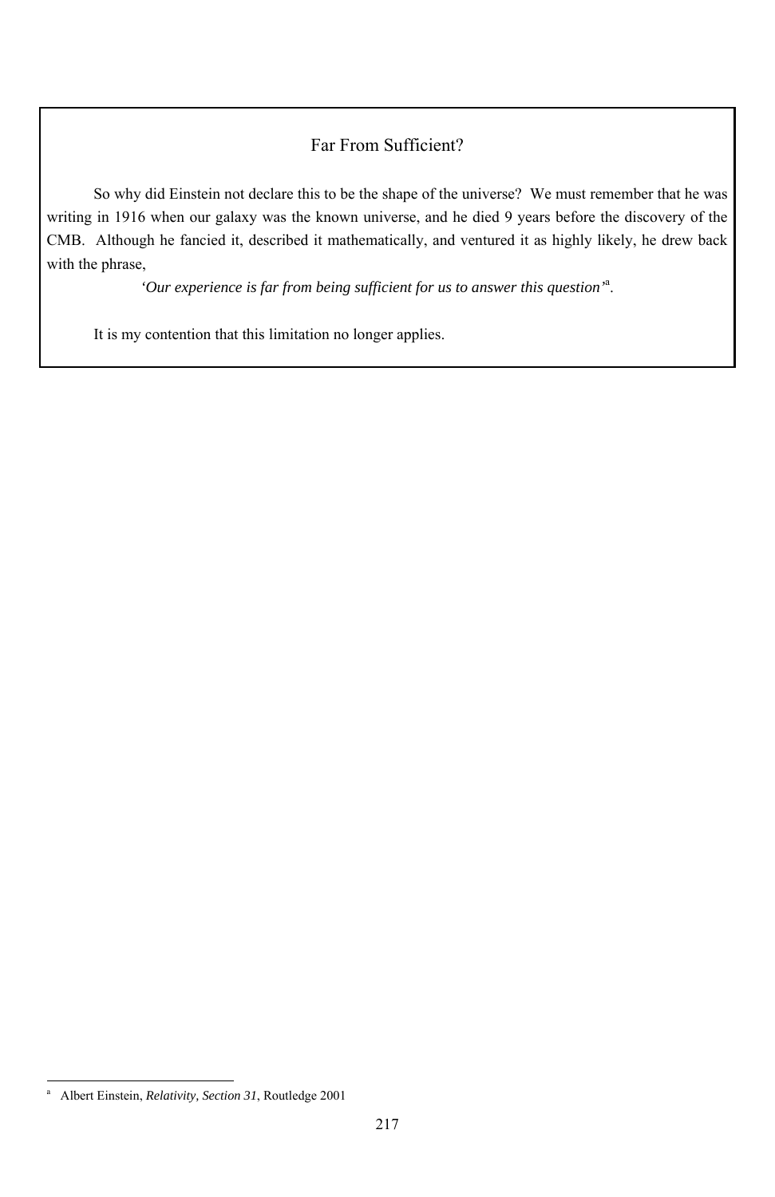## Far From Sufficient?

So why did Einstein not declare this to be the shape of the universe? We must remember that he was writing in 1916 when our galaxy was the known universe, and he died 9 years before the discovery of the CMB. Although he fancied it, described it mathematically, and ventured it as highly likely, he drew back with the phrase,

> *'Our experience is far from being sufficient for us to answer this question'*[a].

It is my contention that this limitation no longer applies.

---

[a] Albert Einstein, *Relativity, Section 31*, Routledge 2001